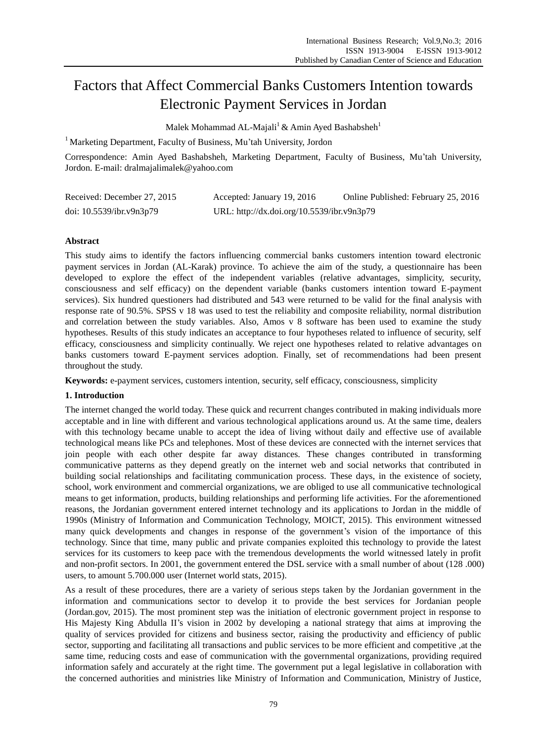# Factors that Affect Commercial Banks Customers Intention towards Electronic Payment Services in Jordan

Malek Mohammad AL-Majali[1] & Amin Ayed Bashabsheh[1]

[1] Marketing Department, Faculty of Business, Mu'tah University, Jordon

Correspondence: Amin Ayed Bashabsheh, Marketing Department, Faculty of Business, Mu'tah University, Jordon. E-mail: dralmajalimalek@yahoo.com

Received: December 27, 2015 Accepted: January 19, 2016 Online Published: February 25, 2016

doi: 10.5539/ibr.v9n3p79 URL: http://dx.doi.org/10.5539/ibr.v9n3p79

## Abstract

This study aims to identify the factors influencing commercial banks customers intention toward electronic payment services in Jordan (AL-Karak) province. To achieve the aim of the study, a questionnaire has been developed to explore the effect of the independent variables (relative advantages, simplicity, security, consciousness and self efficacy) on the dependent variable (banks customers intention toward E-payment services). Six hundred questioners had distributed and 543 were returned to be valid for the final analysis with response rate of 90.5%. SPSS v 18 was used to test the reliability and composite reliability, normal distribution and correlation between the study variables. Also, Amos v 8 software has been used to examine the study hypotheses. Results of this study indicates an acceptance to four hypotheses related to influence of security, self efficacy, consciousness and simplicity continually. We reject one hypotheses related to relative advantages on banks customers toward E-payment services adoption. Finally, set of recommendations had been present throughout the study.

**Keywords:** e-payment services, customers intention, security, self efficacy, consciousness, simplicity

## 1. Introduction

The internet changed the world today. These quick and recurrent changes contributed in making individuals more acceptable and in line with different and various technological applications around us. At the same time, dealers with this technology became unable to accept the idea of living without daily and effective use of available technological means like PCs and telephones. Most of these devices are connected with the internet services that join people with each other despite far away distances. These changes contributed in transforming communicative patterns as they depend greatly on the internet web and social networks that contributed in building social relationships and facilitating communication process. These days, in the existence of society, school, work environment and commercial organizations, we are obliged to use all communicative technological means to get information, products, building relationships and performing life activities. For the aforementioned reasons, the Jordanian government entered internet technology and its applications to Jordan in the middle of 1990s (Ministry of Information and Communication Technology, MOICT, 2015). This environment witnessed many quick developments and changes in response of the government's vision of the importance of this technology. Since that time, many public and private companies exploited this technology to provide the latest services for its customers to keep pace with the tremendous developments the world witnessed lately in profit and non-profit sectors. In 2001, the government entered the DSL service with a small number of about (128 .000) users, to amount 5.700.000 user (Internet world stats, 2015).

As a result of these procedures, there are a variety of serious steps taken by the Jordanian government in the information and communications sector to develop it to provide the best services for Jordanian people (Jordan.gov, 2015). The most prominent step was the initiation of electronic government project in response to His Majesty King Abdulla II's vision in 2002 by developing a national strategy that aims at improving the quality of services provided for citizens and business sector, raising the productivity and efficiency of public sector, supporting and facilitating all transactions and public services to be more efficient and competitive ,at the same time, reducing costs and ease of communication with the governmental organizations, providing required information safely and accurately at the right time. The government put a legal legislative in collaboration with the concerned authorities and ministries like Ministry of Information and Communication, Ministry of Justice,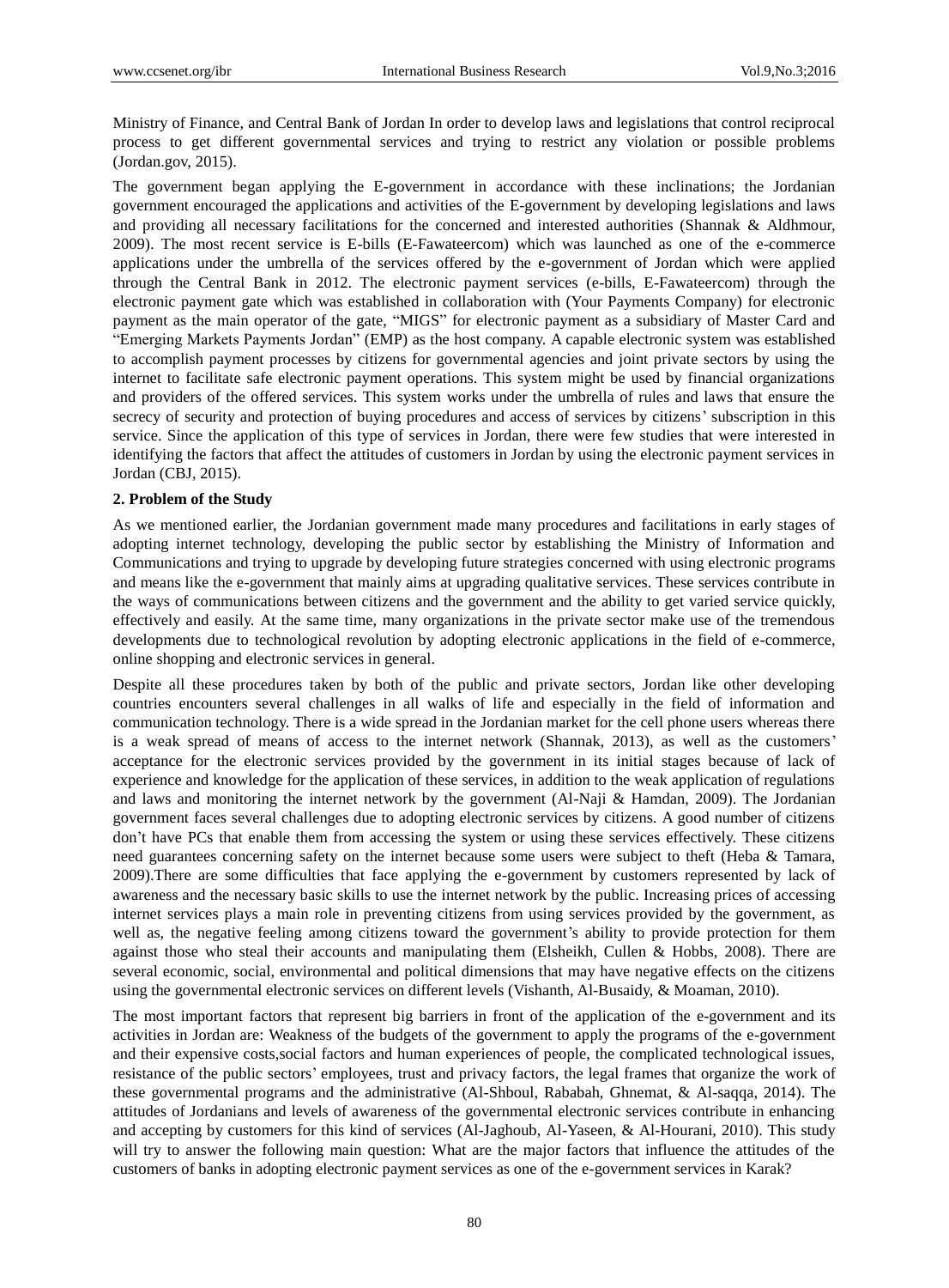Ministry of Finance, and Central Bank of Jordan In order to develop laws and legislations that control reciprocal process to get different governmental services and trying to restrict any violation or possible problems (Jordan.gov, 2015).

The government began applying the E-government in accordance with these inclinations; the Jordanian government encouraged the applications and activities of the E-government by developing legislations and laws and providing all necessary facilitations for the concerned and interested authorities (Shannak & Aldhmour, 2009). The most recent service is E-bills (E-Fawateercom) which was launched as one of the e-commerce applications under the umbrella of the services offered by the e-government of Jordan which were applied through the Central Bank in 2012. The electronic payment services (e-bills, E-Fawateercom) through the electronic payment gate which was established in collaboration with (Your Payments Company) for electronic payment as the main operator of the gate, "MIGS" for electronic payment as a subsidiary of Master Card and "Emerging Markets Payments Jordan" (EMP) as the host company. A capable electronic system was established to accomplish payment processes by citizens for governmental agencies and joint private sectors by using the internet to facilitate safe electronic payment operations. This system might be used by financial organizations and providers of the offered services. This system works under the umbrella of rules and laws that ensure the secrecy of security and protection of buying procedures and access of services by citizens' subscription in this service. Since the application of this type of services in Jordan, there were few studies that were interested in identifying the factors that affect the attitudes of customers in Jordan by using the electronic payment services in Jordan (CBJ, 2015).

## 2. Problem of the Study

As we mentioned earlier, the Jordanian government made many procedures and facilitations in early stages of adopting internet technology, developing the public sector by establishing the Ministry of Information and Communications and trying to upgrade by developing future strategies concerned with using electronic programs and means like the e-government that mainly aims at upgrading qualitative services. These services contribute in the ways of communications between citizens and the government and the ability to get varied service quickly, effectively and easily. At the same time, many organizations in the private sector make use of the tremendous developments due to technological revolution by adopting electronic applications in the field of e-commerce, online shopping and electronic services in general.

Despite all these procedures taken by both of the public and private sectors, Jordan like other developing countries encounters several challenges in all walks of life and especially in the field of information and communication technology. There is a wide spread in the Jordanian market for the cell phone users whereas there is a weak spread of means of access to the internet network (Shannak, 2013), as well as the customers' acceptance for the electronic services provided by the government in its initial stages because of lack of experience and knowledge for the application of these services, in addition to the weak application of regulations and laws and monitoring the internet network by the government (Al-Naji & Hamdan, 2009). The Jordanian government faces several challenges due to adopting electronic services by citizens. A good number of citizens don't have PCs that enable them from accessing the system or using these services effectively. These citizens need guarantees concerning safety on the internet because some users were subject to theft (Heba & Tamara, 2009).There are some difficulties that face applying the e-government by customers represented by lack of awareness and the necessary basic skills to use the internet network by the public. Increasing prices of accessing internet services plays a main role in preventing citizens from using services provided by the government, as well as, the negative feeling among citizens toward the government's ability to provide protection for them against those who steal their accounts and manipulating them (Elsheikh, Cullen & Hobbs, 2008). There are several economic, social, environmental and political dimensions that may have negative effects on the citizens using the governmental electronic services on different levels (Vishanth, Al-Busaidy, & Moaman, 2010).

The most important factors that represent big barriers in front of the application of the e-government and its activities in Jordan are: Weakness of the budgets of the government to apply the programs of the e-government and their expensive costs,social factors and human experiences of people, the complicated technological issues, resistance of the public sectors' employees, trust and privacy factors, the legal frames that organize the work of these governmental programs and the administrative (Al-Shboul, Rababah, Ghnemat, & Al-saqqa, 2014). The attitudes of Jordanians and levels of awareness of the governmental electronic services contribute in enhancing and accepting by customers for this kind of services (Al-Jaghoub, Al-Yaseen, & Al-Hourani, 2010). This study will try to answer the following main question: What are the major factors that influence the attitudes of the customers of banks in adopting electronic payment services as one of the e-government services in Karak?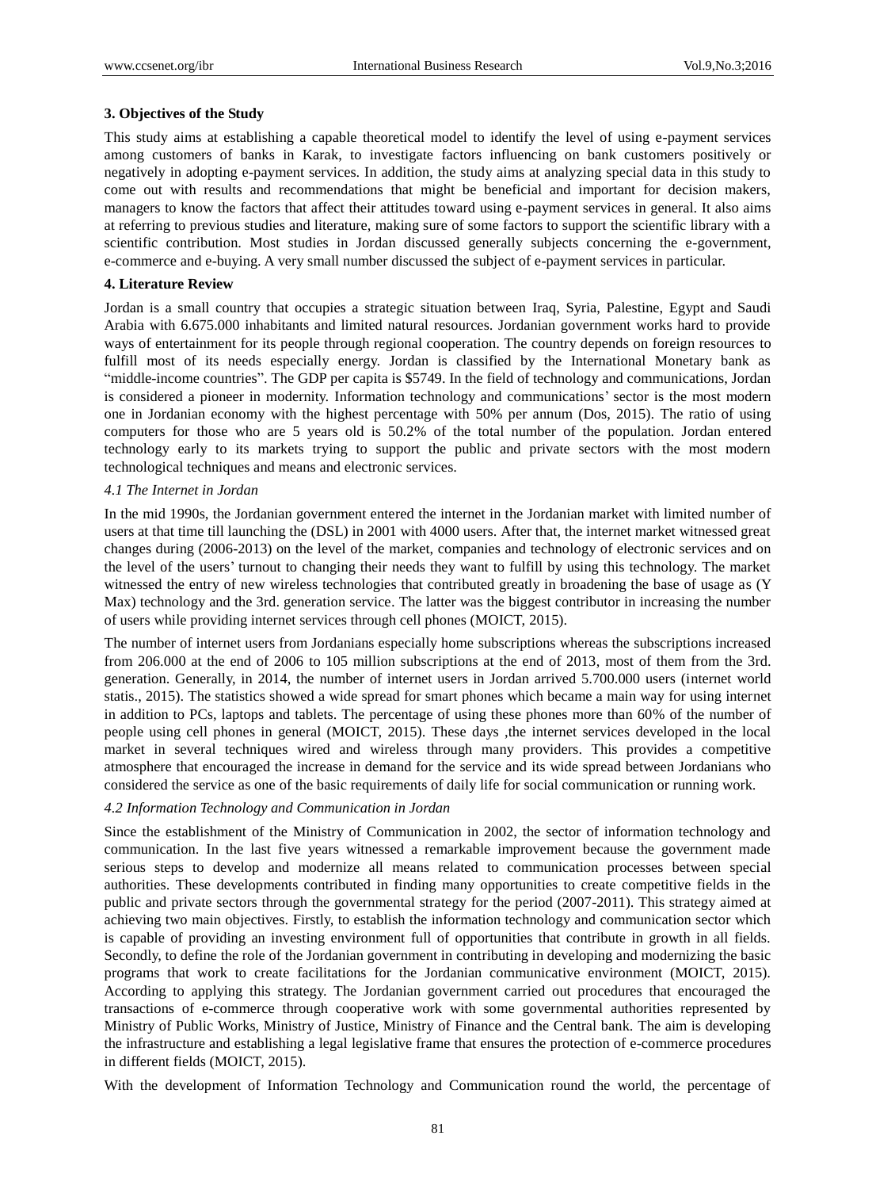**3. Objectives of the Study**

This study aims at establishing a capable theoretical model to identify the level of using e-payment services among customers of banks in Karak, to investigate factors influencing on bank customers positively or negatively in adopting e-payment services. In addition, the study aims at analyzing special data in this study to come out with results and recommendations that might be beneficial and important for decision makers, managers to know the factors that affect their attitudes toward using e-payment services in general. It also aims at referring to previous studies and literature, making sure of some factors to support the scientific library with a scientific contribution. Most studies in Jordan discussed generally subjects concerning the e-government, e-commerce and e-buying. A very small number discussed the subject of e-payment services in particular.

**4. Literature Review**

Jordan is a small country that occupies a strategic situation between Iraq, Syria, Palestine, Egypt and Saudi Arabia with 6.675.000 inhabitants and limited natural resources. Jordanian government works hard to provide ways of entertainment for its people through regional cooperation. The country depends on foreign resources to fulfill most of its needs especially energy. Jordan is classified by the International Monetary bank as "middle-income countries". The GDP per capita is $5749. In the field of technology and communications, Jordan is considered a pioneer in modernity. Information technology and communications' sector is the most modern one in Jordanian economy with the highest percentage with 50% per annum (Dos, 2015). The ratio of using computers for those who are 5 years old is 50.2% of the total number of the population. Jordan entered technology early to its markets trying to support the public and private sectors with the most modern technological techniques and means and electronic services.

*4.1 The Internet in Jordan*

In the mid 1990s, the Jordanian government entered the internet in the Jordanian market with limited number of users at that time till launching the (DSL) in 2001 with 4000 users. After that, the internet market witnessed great changes during (2006-2013) on the level of the market, companies and technology of electronic services and on the level of the users' turnout to changing their needs they want to fulfill by using this technology. The market witnessed the entry of new wireless technologies that contributed greatly in broadening the base of usage as (Y Max) technology and the 3rd. generation service. The latter was the biggest contributor in increasing the number of users while providing internet services through cell phones (MOICT, 2015).

The number of internet users from Jordanians especially home subscriptions whereas the subscriptions increased from 206.000 at the end of 2006 to 105 million subscriptions at the end of 2013, most of them from the 3rd. generation. Generally, in 2014, the number of internet users in Jordan arrived 5.700.000 users (internet world statis., 2015). The statistics showed a wide spread for smart phones which became a main way for using internet in addition to PCs, laptops and tablets. The percentage of using these phones more than 60% of the number of people using cell phones in general (MOICT, 2015). These days ,the internet services developed in the local market in several techniques wired and wireless through many providers. This provides a competitive atmosphere that encouraged the increase in demand for the service and its wide spread between Jordanians who considered the service as one of the basic requirements of daily life for social communication or running work.

*4.2 Information Technology and Communication in Jordan*

Since the establishment of the Ministry of Communication in 2002, the sector of information technology and communication. In the last five years witnessed a remarkable improvement because the government made serious steps to develop and modernize all means related to communication processes between special authorities. These developments contributed in finding many opportunities to create competitive fields in the public and private sectors through the governmental strategy for the period (2007-2011). This strategy aimed at achieving two main objectives. Firstly, to establish the information technology and communication sector which is capable of providing an investing environment full of opportunities that contribute in growth in all fields. Secondly, to define the role of the Jordanian government in contributing in developing and modernizing the basic programs that work to create facilitations for the Jordanian communicative environment (MOICT, 2015). According to applying this strategy. The Jordanian government carried out procedures that encouraged the transactions of e-commerce through cooperative work with some governmental authorities represented by Ministry of Public Works, Ministry of Justice, Ministry of Finance and the Central bank. The aim is developing the infrastructure and establishing a legal legislative frame that ensures the protection of e-commerce procedures in different fields (MOICT, 2015).

With the development of Information Technology and Communication round the world, the percentage of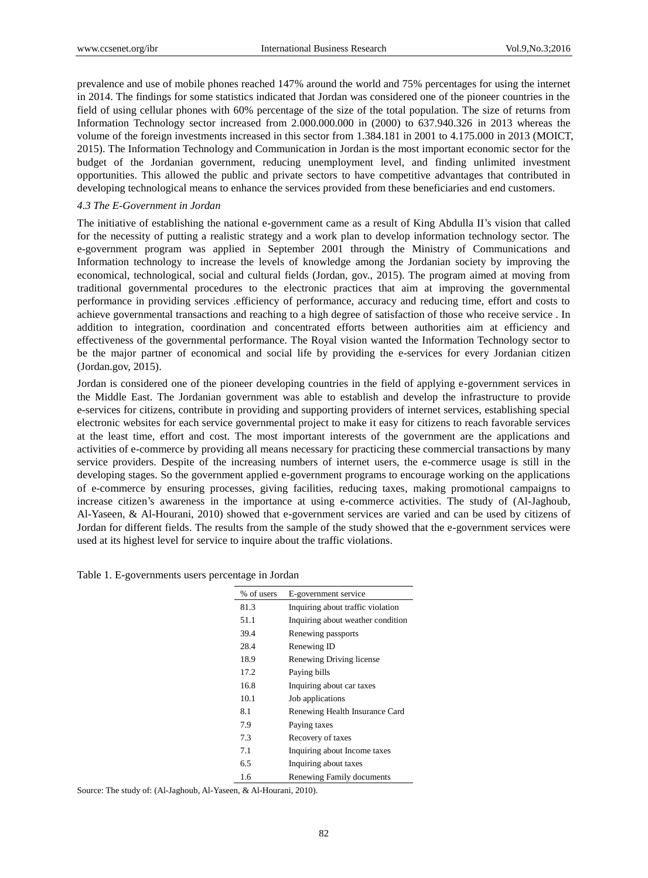prevalence and use of mobile phones reached 147% around the world and 75% percentages for using the internet in 2014. The findings for some statistics indicated that Jordan was considered one of the pioneer countries in the field of using cellular phones with 60% percentage of the size of the total population. The size of returns from Information Technology sector increased from 2.000.000.000 in (2000) to 637.940.326 in 2013 whereas the volume of the foreign investments increased in this sector from 1.384.181 in 2001 to 4.175.000 in 2013 (MOICT, 2015). The Information Technology and Communication in Jordan is the most important economic sector for the budget of the Jordanian government, reducing unemployment level, and finding unlimited investment opportunities. This allowed the public and private sectors to have competitive advantages that contributed in developing technological means to enhance the services provided from these beneficiaries and end customers.

### *4.3 The E-Government in Jordan*

The initiative of establishing the national e-government came as a result of King Abdulla II's vision that called for the necessity of putting a realistic strategy and a work plan to develop information technology sector. The e-government program was applied in September 2001 through the Ministry of Communications and Information technology to increase the levels of knowledge among the Jordanian society by improving the economical, technological, social and cultural fields (Jordan, gov., 2015). The program aimed at moving from traditional governmental procedures to the electronic practices that aim at improving the governmental performance in providing services .efficiency of performance, accuracy and reducing time, effort and costs to achieve governmental transactions and reaching to a high degree of satisfaction of those who receive service . In addition to integration, coordination and concentrated efforts between authorities aim at efficiency and effectiveness of the governmental performance. The Royal vision wanted the Information Technology sector to be the major partner of economical and social life by providing the e-services for every Jordanian citizen (Jordan.gov, 2015).

Jordan is considered one of the pioneer developing countries in the field of applying e-government services in the Middle East. The Jordanian government was able to establish and develop the infrastructure to provide e-services for citizens, contribute in providing and supporting providers of internet services, establishing special electronic websites for each service governmental project to make it easy for citizens to reach favorable services at the least time, effort and cost. The most important interests of the government are the applications and activities of e-commerce by providing all means necessary for practicing these commercial transactions by many service providers. Despite of the increasing numbers of internet users, the e-commerce usage is still in the developing stages. So the government applied e-government programs to encourage working on the applications of e-commerce by ensuring processes, giving facilities, reducing taxes, making promotional campaigns to increase citizen's awareness in the importance at using e-commerce activities. The study of (Al-Jaghoub, Al-Yaseen, & Al-Hourani, 2010) showed that e-government services are varied and can be used by citizens of Jordan for different fields. The results from the sample of the study showed that the e-government services were used at its highest level for service to inquire about the traffic violations.

Table 1. E-governments users percentage in Jordan

| % of users | E-government service |
|---|---|
| 81.3 | Inquiring about traffic violation |
| 51.1 | Inquiring about weather condition |
| 39.4 | Renewing passports |
| 28.4 | Renewing ID |
| 18.9 | Renewing Driving license |
| 17.2 | Paying bills |
| 16.8 | Inquiring about car taxes |
| 10.1 | Job applications |
| 8.1 | Renewing Health Insurance Card |
| 7.9 | Paying taxes |
| 7.3 | Recovery of taxes |
| 7.1 | Inquiring about Income taxes |
| 6.5 | Inquiring about taxes |
| 1.6 | Renewing Family documents |

Source: The study of: (Al-Jaghoub, Al-Yaseen, & Al-Hourani, 2010).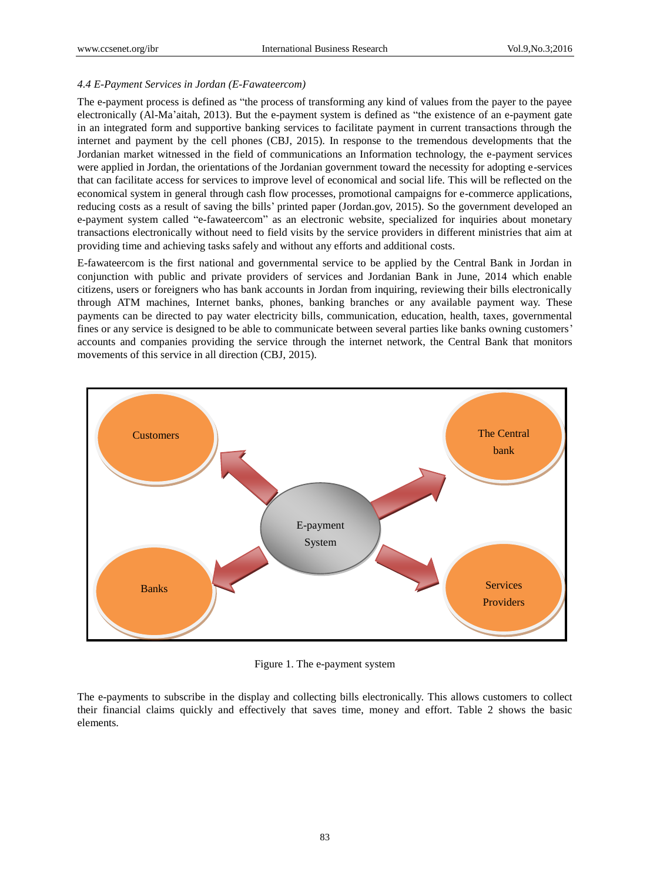*4.4 E-Payment Services in Jordan (E-Fawateercom)*

The e-payment process is defined as "the process of transforming any kind of values from the payer to the payee electronically (Al-Ma'aitah, 2013). But the e-payment system is defined as "the existence of an e-payment gate in an integrated form and supportive banking services to facilitate payment in current transactions through the internet and payment by the cell phones (CBJ, 2015). In response to the tremendous developments that the Jordanian market witnessed in the field of communications an Information technology, the e-payment services were applied in Jordan, the orientations of the Jordanian government toward the necessity for adopting e-services that can facilitate access for services to improve level of economical and social life. This will be reflected on the economical system in general through cash flow processes, promotional campaigns for e-commerce applications, reducing costs as a result of saving the bills' printed paper (Jordan.gov, 2015). So the government developed an e-payment system called "e-fawateercom" as an electronic website, specialized for inquiries about monetary transactions electronically without need to field visits by the service providers in different ministries that aim at providing time and achieving tasks safely and without any efforts and additional costs.

E-fawateercom is the first national and governmental service to be applied by the Central Bank in Jordan in conjunction with public and private providers of services and Jordanian Bank in June, 2014 which enable citizens, users or foreigners who has bank accounts in Jordan from inquiring, reviewing their bills electronically through ATM machines, Internet banks, phones, banking branches or any available payment way. These payments can be directed to pay water electricity bills, communication, education, health, taxes, governmental fines or any service is designed to be able to communicate between several parties like banks owning customers' accounts and companies providing the service through the internet network, the Central Bank that monitors movements of this service in all direction (CBJ, 2015).

Customers | The Central bank | E-payment System | Banks | Services Providers

Figure 1. The e-payment system

The e-payments to subscribe in the display and collecting bills electronically. This allows customers to collect their financial claims quickly and effectively that saves time, money and effort. Table 2 shows the basic elements.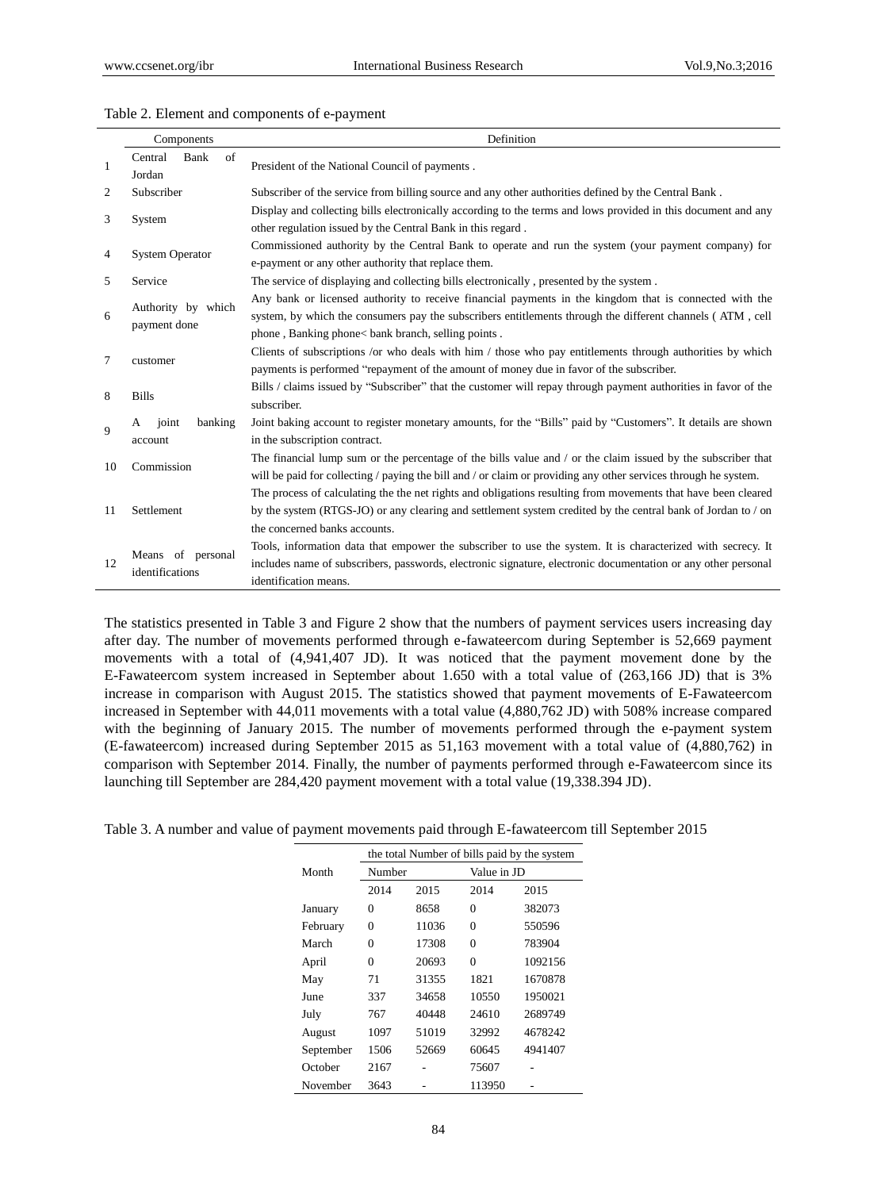Table 2. Element and components of e-payment

| | Components | Definition |
|---|---|---|
| 1 | Central Bank of Jordan | President of the National Council of payments . |
| 2 | Subscriber | Subscriber of the service from billing source and any other authorities defined by the Central Bank . |
| 3 | System | Display and collecting bills electronically according to the terms and lows provided in this document and any other regulation issued by the Central Bank in this regard . |
| 4 | System Operator | Commissioned authority by the Central Bank to operate and run the system (your payment company) for e-payment or any other authority that replace them. |
| 5 | Service | The service of displaying and collecting bills electronically , presented by the system . |
| 6 | Authority by which payment done | Any bank or licensed authority to receive financial payments in the kingdom that is connected with the system, by which the consumers pay the subscribers entitlements through the different channels ( ATM , cell phone , Banking phone< bank branch, selling points . |
| 7 | customer | Clients of subscriptions /or who deals with him / those who pay entitlements through authorities by which payments is performed "repayment of the amount of money due in favor of the subscriber. |
| 8 | Bills | Bills / claims issued by "Subscriber" that the customer will repay through payment authorities in favor of the subscriber. |
| 9 | A joint banking account | Joint baking account to register monetary amounts, for the "Bills" paid by "Customers". It details are shown in the subscription contract. |
| 10 | Commission | The financial lump sum or the percentage of the bills value and / or the claim issued by the subscriber that will be paid for collecting / paying the bill and / or claim or providing any other services through he system. |
| 11 | Settlement | The process of calculating the the net rights and obligations resulting from movements that have been cleared by the system (RTGS-JO) or any clearing and settlement system credited by the central bank of Jordan to / on the concerned banks accounts. |
| 12 | Means of personal identifications | Tools, information data that empower the subscriber to use the system. It is characterized with secrecy. It includes name of subscribers, passwords, electronic signature, electronic documentation or any other personal identification means. |

The statistics presented in Table 3 and Figure 2 show that the numbers of payment services users increasing day after day. The number of movements performed through e-fawateercom during September is 52,669 payment movements with a total of (4,941,407 JD). It was noticed that the payment movement done by the E-Fawateercom system increased in September about 1.650 with a total value of (263,166 JD) that is 3% increase in comparison with August 2015. The statistics showed that payment movements of E-Fawateercom increased in September with 44,011 movements with a total value (4,880,762 JD) with 508% increase compared with the beginning of January 2015. The number of movements performed through the e-payment system (E-fawateercom) increased during September 2015 as 51,163 movement with a total value of (4,880,762) in comparison with September 2014. Finally, the number of payments performed through e-Fawateercom since its launching till September are 284,420 payment movement with a total value (19,338.394 JD).

Table 3. A number and value of payment movements paid through E-fawateercom till September 2015

| Month | the total Number of bills paid by the system | | | |
|---|---|---|---|---|
| | Number | | Value in JD | |
| | 2014 | 2015 | 2014 | 2015 |
| January | 0 | 8658 | 0 | 382073 |
| February | 0 | 11036 | 0 | 550596 |
| March | 0 | 17308 | 0 | 783904 |
| April | 0 | 20693 | 0 | 1092156 |
| May | 71 | 31355 | 1821 | 1670878 |
| June | 337 | 34658 | 10550 | 1950021 |
| July | 767 | 40448 | 24610 | 2689749 |
| August | 1097 | 51019 | 32992 | 4678242 |
| September | 1506 | 52669 | 60645 | 4941407 |
| October | 2167 | - | 75607 | - |
| November | 3643 | - | 113950 | - |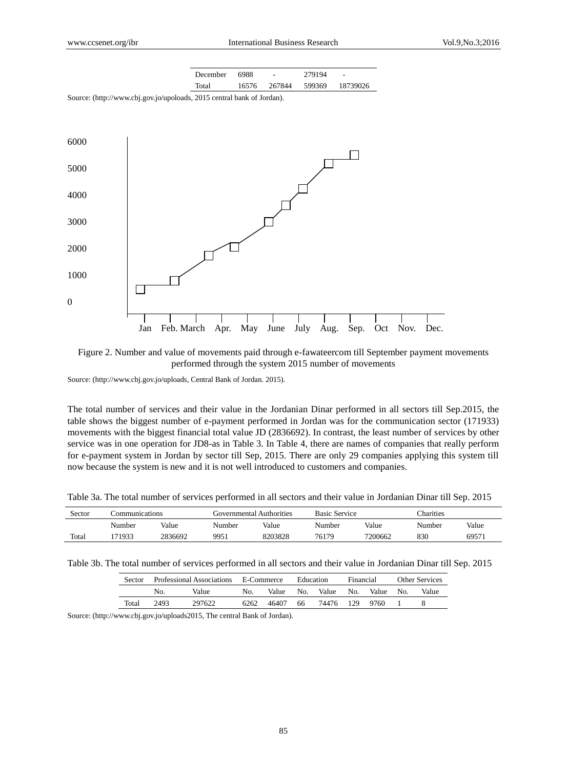| December | 6988 | - | 279194 | - |
|---|---|---|---|---|
| Total | 16576 | 267844 | 599369 | 18739026 |

Source: (http://www.cbj.gov.jo/upoloads, 2015 central bank of Jordan).

Figure 2. Number and value of movements paid through e-fawateercom till September payment movements performed through the system 2015 number of movements

Source: (http://www.cbj.gov.jo/uploads, Central Bank of Jordan. 2015).

The total number of services and their value in the Jordanian Dinar performed in all sectors till Sep.2015, the table shows the biggest number of e-payment performed in Jordan was for the communication sector (171933) movements with the biggest financial total value JD (2836692). In contrast, the least number of services by other service was in one operation for JD8-as in Table 3. In Table 4, there are names of companies that really perform for e-payment system in Jordan by sector till Sep, 2015. There are only 29 companies applying this system till now because the system is new and it is not well introduced to customers and companies.

Table 3a. The total number of services performed in all sectors and their value in Jordanian Dinar till Sep. 2015

| Sector | Communications | | Governmental Authorities | | Basic Service | | Charities | |
|---|---|---|---|---|---|---|---|---|
| | Number | Value | Number | Value | Number | Value | Number | Value |
| Total | 171933 | 2836692 | 9951 | 8203828 | 76179 | 7200662 | 830 | 69571 |

Table 3b. The total number of services performed in all sectors and their value in Jordanian Dinar till Sep. 2015

| Sector | Professional Associations | | E-Commerce | | Education | | Financial | | Other Services | |
|---|---|---|---|---|---|---|---|---|---|---|
| | No. | Value | No. | Value | No. | Value | No. | Value | No. | Value |
| Total | 2493 | 297622 | 6262 | 46407 | 66 | 74476 | 129 | 9760 | 1 | 8 |

Source: (http://www.cbj.gov.jo/uploads2015, The central Bank of Jordan).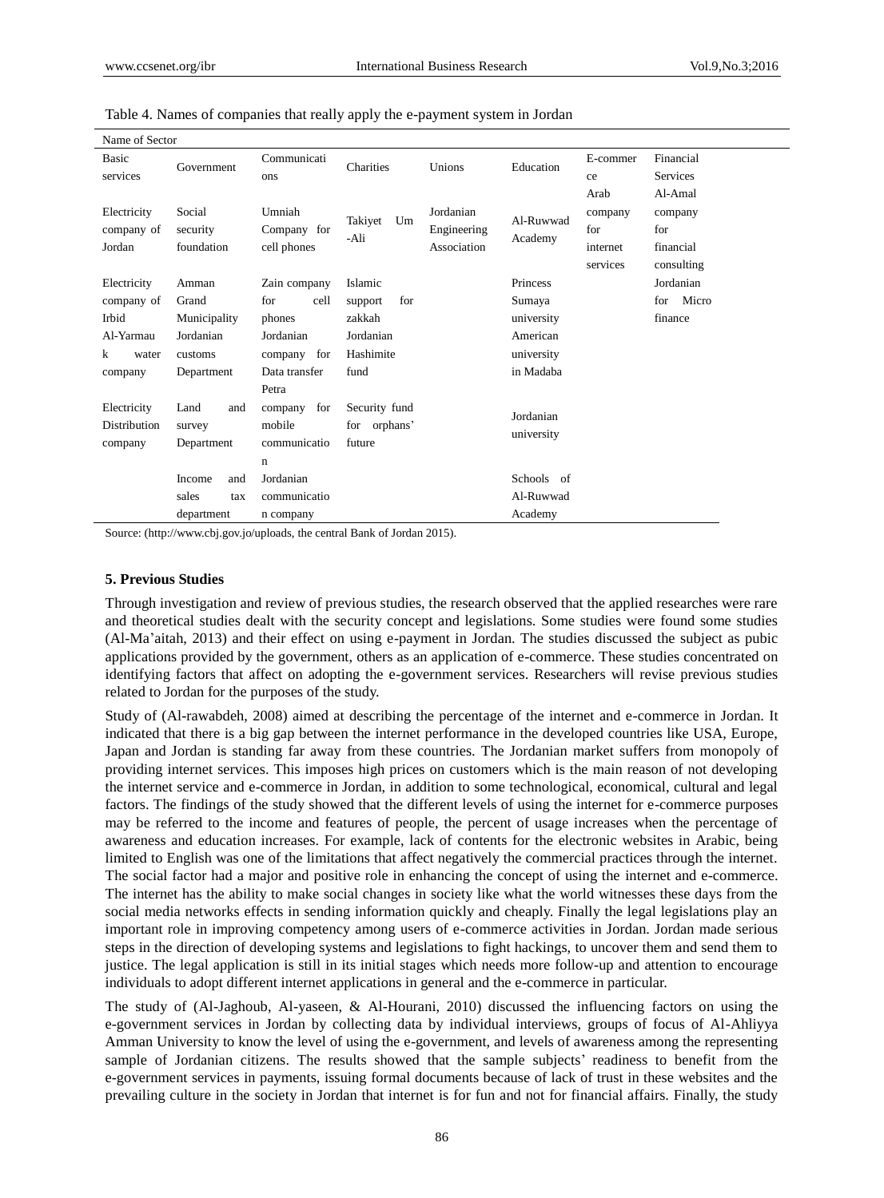Table 4. Names of companies that really apply the e-payment system in Jordan

| Name of Sector | | | | | | | |
|---|---|---|---|---|---|---|---|
| Basic services | Government | Communications | Charities | Unions | Education | E-commerce | Financial Services |
| Electricity company of Jordan | Social security foundation | Umniah Company for cell phones | Takiyet Um -Ali | Jordanian Engineering Association | Al-Ruwwad Academy | Arab company for internet services | Al-Amal company for financial consulting |
| Electricity company of Irbid | Amman Grand Municipality | Zain company for cell phones | Islamic support for zakkah | | Princess Sumaya university | | Jordanian for Micro finance |
| Al-Yarmauk water company | Jordanian customs Department | Jordanian company for Data transfer | Jordanian Hashimite fund | | American university in Madaba | | |
| Electricity Distribution company | Land and survey Department | Petra company for mobile communication | Security fund for orphans' future | | Jordanian university | | |
| | Income and sales tax department | Jordanian communication company | | | Schools of Al-Ruwwad Academy | | |

Source: (http://www.cbj.gov.jo/uploads, the central Bank of Jordan 2015).

## 5. Previous Studies

Through investigation and review of previous studies, the research observed that the applied researches were rare and theoretical studies dealt with the security concept and legislations. Some studies were found some studies (Al-Ma'aitah, 2013) and their effect on using e-payment in Jordan. The studies discussed the subject as pubic applications provided by the government, others as an application of e-commerce. These studies concentrated on identifying factors that affect on adopting the e-government services. Researchers will revise previous studies related to Jordan for the purposes of the study.

Study of (Al-rawabdeh, 2008) aimed at describing the percentage of the internet and e-commerce in Jordan. It indicated that there is a big gap between the internet performance in the developed countries like USA, Europe, Japan and Jordan is standing far away from these countries. The Jordanian market suffers from monopoly of providing internet services. This imposes high prices on customers which is the main reason of not developing the internet service and e-commerce in Jordan, in addition to some technological, economical, cultural and legal factors. The findings of the study showed that the different levels of using the internet for e-commerce purposes may be referred to the income and features of people, the percent of usage increases when the percentage of awareness and education increases. For example, lack of contents for the electronic websites in Arabic, being limited to English was one of the limitations that affect negatively the commercial practices through the internet. The social factor had a major and positive role in enhancing the concept of using the internet and e-commerce. The internet has the ability to make social changes in society like what the world witnesses these days from the social media networks effects in sending information quickly and cheaply. Finally the legal legislations play an important role in improving competency among users of e-commerce activities in Jordan. Jordan made serious steps in the direction of developing systems and legislations to fight hackings, to uncover them and send them to justice. The legal application is still in its initial stages which needs more follow-up and attention to encourage individuals to adopt different internet applications in general and the e-commerce in particular.

The study of (Al-Jaghoub, Al-yaseen, & Al-Hourani, 2010) discussed the influencing factors on using the e-government services in Jordan by collecting data by individual interviews, groups of focus of Al-Ahliyya Amman University to know the level of using the e-government, and levels of awareness among the representing sample of Jordanian citizens. The results showed that the sample subjects' readiness to benefit from the e-government services in payments, issuing formal documents because of lack of trust in these websites and the prevailing culture in the society in Jordan that internet is for fun and not for financial affairs. Finally, the study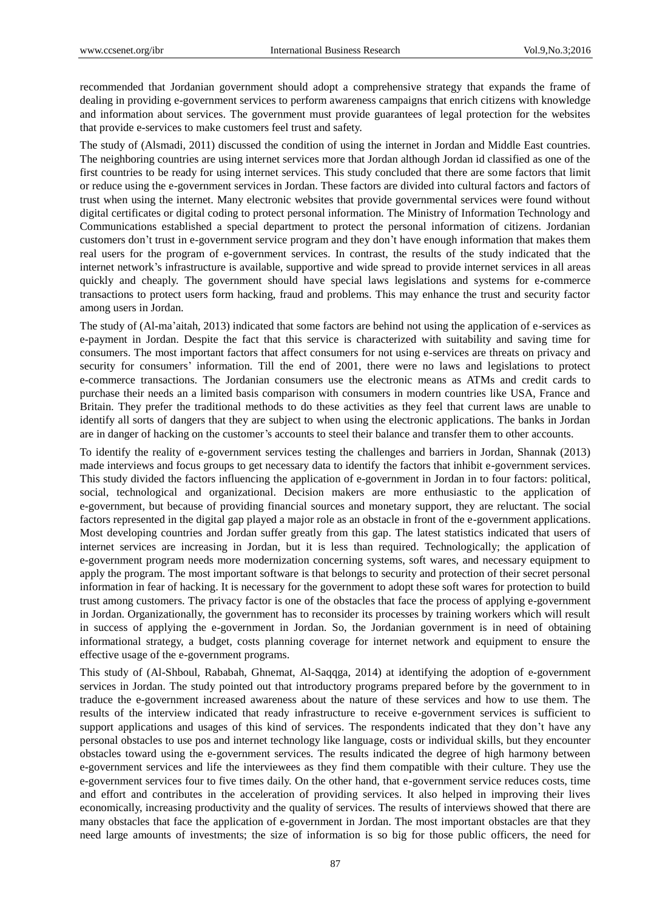recommended that Jordanian government should adopt a comprehensive strategy that expands the frame of dealing in providing e-government services to perform awareness campaigns that enrich citizens with knowledge and information about services. The government must provide guarantees of legal protection for the websites that provide e-services to make customers feel trust and safety.

The study of (Alsmadi, 2011) discussed the condition of using the internet in Jordan and Middle East countries. The neighboring countries are using internet services more that Jordan although Jordan id classified as one of the first countries to be ready for using internet services. This study concluded that there are some factors that limit or reduce using the e-government services in Jordan. These factors are divided into cultural factors and factors of trust when using the internet. Many electronic websites that provide governmental services were found without digital certificates or digital coding to protect personal information. The Ministry of Information Technology and Communications established a special department to protect the personal information of citizens. Jordanian customers don't trust in e-government service program and they don't have enough information that makes them real users for the program of e-government services. In contrast, the results of the study indicated that the internet network's infrastructure is available, supportive and wide spread to provide internet services in all areas quickly and cheaply. The government should have special laws legislations and systems for e-commerce transactions to protect users form hacking, fraud and problems. This may enhance the trust and security factor among users in Jordan.

The study of (Al-ma'aitah, 2013) indicated that some factors are behind not using the application of e-services as e-payment in Jordan. Despite the fact that this service is characterized with suitability and saving time for consumers. The most important factors that affect consumers for not using e-services are threats on privacy and security for consumers' information. Till the end of 2001, there were no laws and legislations to protect e-commerce transactions. The Jordanian consumers use the electronic means as ATMs and credit cards to purchase their needs an a limited basis comparison with consumers in modern countries like USA, France and Britain. They prefer the traditional methods to do these activities as they feel that current laws are unable to identify all sorts of dangers that they are subject to when using the electronic applications. The banks in Jordan are in danger of hacking on the customer's accounts to steel their balance and transfer them to other accounts.

To identify the reality of e-government services testing the challenges and barriers in Jordan, Shannak (2013) made interviews and focus groups to get necessary data to identify the factors that inhibit e-government services. This study divided the factors influencing the application of e-government in Jordan in to four factors: political, social, technological and organizational. Decision makers are more enthusiastic to the application of e-government, but because of providing financial sources and monetary support, they are reluctant. The social factors represented in the digital gap played a major role as an obstacle in front of the e-government applications. Most developing countries and Jordan suffer greatly from this gap. The latest statistics indicated that users of internet services are increasing in Jordan, but it is less than required. Technologically; the application of e-government program needs more modernization concerning systems, soft wares, and necessary equipment to apply the program. The most important software is that belongs to security and protection of their secret personal information in fear of hacking. It is necessary for the government to adopt these soft wares for protection to build trust among customers. The privacy factor is one of the obstacles that face the process of applying e-government in Jordan. Organizationally, the government has to reconsider its processes by training workers which will result in success of applying the e-government in Jordan. So, the Jordanian government is in need of obtaining informational strategy, a budget, costs planning coverage for internet network and equipment to ensure the effective usage of the e-government programs.

This study of (Al-Shboul, Rababah, Ghnemat, Al-Saqqga, 2014) at identifying the adoption of e-government services in Jordan. The study pointed out that introductory programs prepared before by the government to in traduce the e-government increased awareness about the nature of these services and how to use them. The results of the interview indicated that ready infrastructure to receive e-government services is sufficient to support applications and usages of this kind of services. The respondents indicated that they don't have any personal obstacles to use pos and internet technology like language, costs or individual skills, but they encounter obstacles toward using the e-government services. The results indicated the degree of high harmony between e-government services and life the interviewees as they find them compatible with their culture. They use the e-government services four to five times daily. On the other hand, that e-government service reduces costs, time and effort and contributes in the acceleration of providing services. It also helped in improving their lives economically, increasing productivity and the quality of services. The results of interviews showed that there are many obstacles that face the application of e-government in Jordan. The most important obstacles are that they need large amounts of investments; the size of information is so big for those public officers, the need for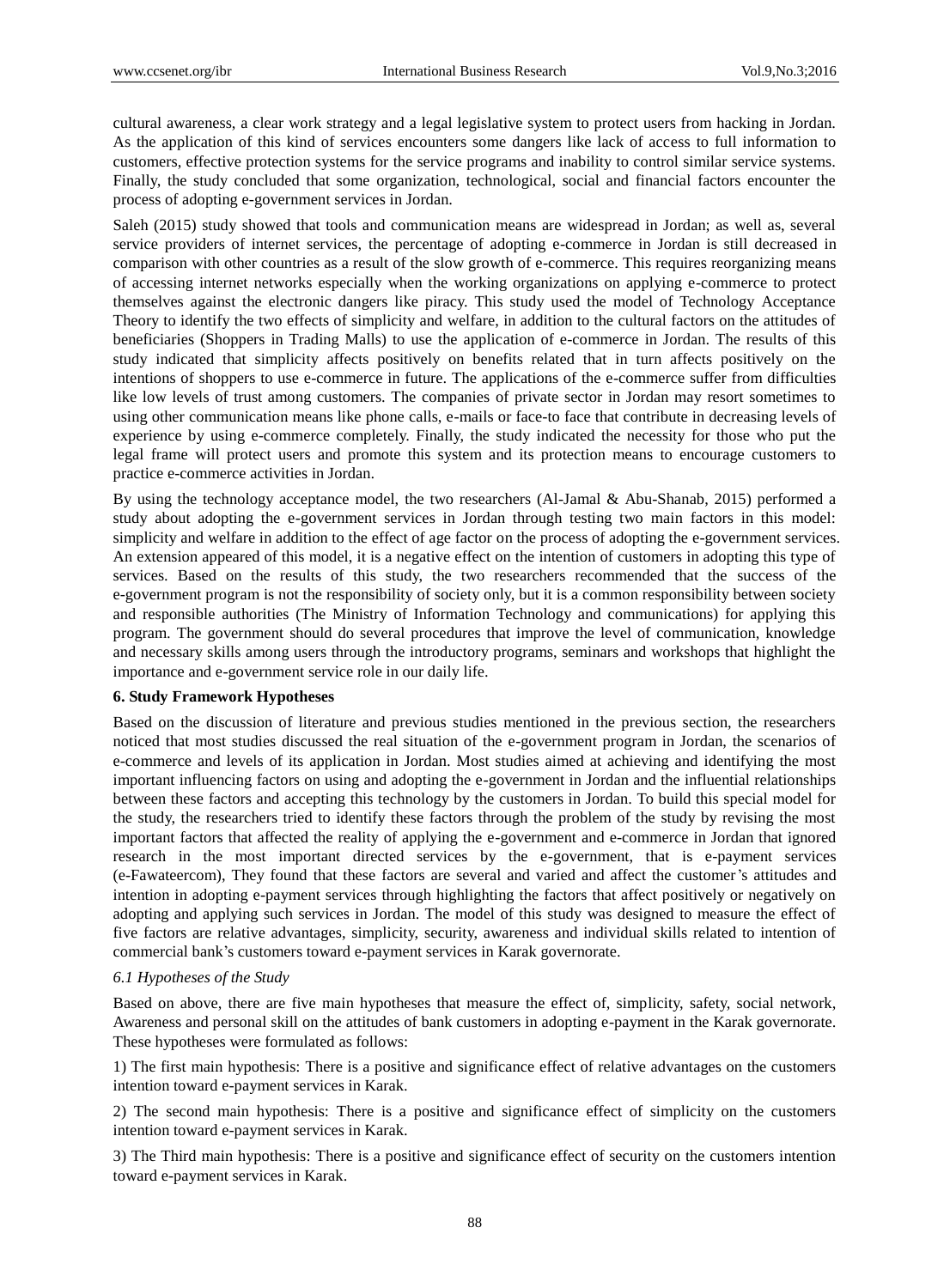cultural awareness, a clear work strategy and a legal legislative system to protect users from hacking in Jordan. As the application of this kind of services encounters some dangers like lack of access to full information to customers, effective protection systems for the service programs and inability to control similar service systems. Finally, the study concluded that some organization, technological, social and financial factors encounter the process of adopting e-government services in Jordan.

Saleh (2015) study showed that tools and communication means are widespread in Jordan; as well as, several service providers of internet services, the percentage of adopting e-commerce in Jordan is still decreased in comparison with other countries as a result of the slow growth of e-commerce. This requires reorganizing means of accessing internet networks especially when the working organizations on applying e-commerce to protect themselves against the electronic dangers like piracy. This study used the model of Technology Acceptance Theory to identify the two effects of simplicity and welfare, in addition to the cultural factors on the attitudes of beneficiaries (Shoppers in Trading Malls) to use the application of e-commerce in Jordan. The results of this study indicated that simplicity affects positively on benefits related that in turn affects positively on the intentions of shoppers to use e-commerce in future. The applications of the e-commerce suffer from difficulties like low levels of trust among customers. The companies of private sector in Jordan may resort sometimes to using other communication means like phone calls, e-mails or face-to face that contribute in decreasing levels of experience by using e-commerce completely. Finally, the study indicated the necessity for those who put the legal frame will protect users and promote this system and its protection means to encourage customers to practice e-commerce activities in Jordan.

By using the technology acceptance model, the two researchers (Al-Jamal & Abu-Shanab, 2015) performed a study about adopting the e-government services in Jordan through testing two main factors in this model: simplicity and welfare in addition to the effect of age factor on the process of adopting the e-government services. An extension appeared of this model, it is a negative effect on the intention of customers in adopting this type of services. Based on the results of this study, the two researchers recommended that the success of the e-government program is not the responsibility of society only, but it is a common responsibility between society and responsible authorities (The Ministry of Information Technology and communications) for applying this program. The government should do several procedures that improve the level of communication, knowledge and necessary skills among users through the introductory programs, seminars and workshops that highlight the importance and e-government service role in our daily life.

**6. Study Framework Hypotheses**

Based on the discussion of literature and previous studies mentioned in the previous section, the researchers noticed that most studies discussed the real situation of the e-government program in Jordan, the scenarios of e-commerce and levels of its application in Jordan. Most studies aimed at achieving and identifying the most important influencing factors on using and adopting the e-government in Jordan and the influential relationships between these factors and accepting this technology by the customers in Jordan. To build this special model for the study, the researchers tried to identify these factors through the problem of the study by revising the most important factors that affected the reality of applying the e-government and e-commerce in Jordan that ignored research in the most important directed services by the e-government, that is e-payment services (e-Fawateercom), They found that these factors are several and varied and affect the customer's attitudes and intention in adopting e-payment services through highlighting the factors that affect positively or negatively on adopting and applying such services in Jordan. The model of this study was designed to measure the effect of five factors are relative advantages, simplicity, security, awareness and individual skills related to intention of commercial bank's customers toward e-payment services in Karak governorate.

*6.1 Hypotheses of the Study*

Based on above, there are five main hypotheses that measure the effect of, simplicity, safety, social network, Awareness and personal skill on the attitudes of bank customers in adopting e-payment in the Karak governorate. These hypotheses were formulated as follows:

1) The first main hypothesis: There is a positive and significance effect of relative advantages on the customers intention toward e-payment services in Karak.

2) The second main hypothesis: There is a positive and significance effect of simplicity on the customers intention toward e-payment services in Karak.

3) The Third main hypothesis: There is a positive and significance effect of security on the customers intention toward e-payment services in Karak.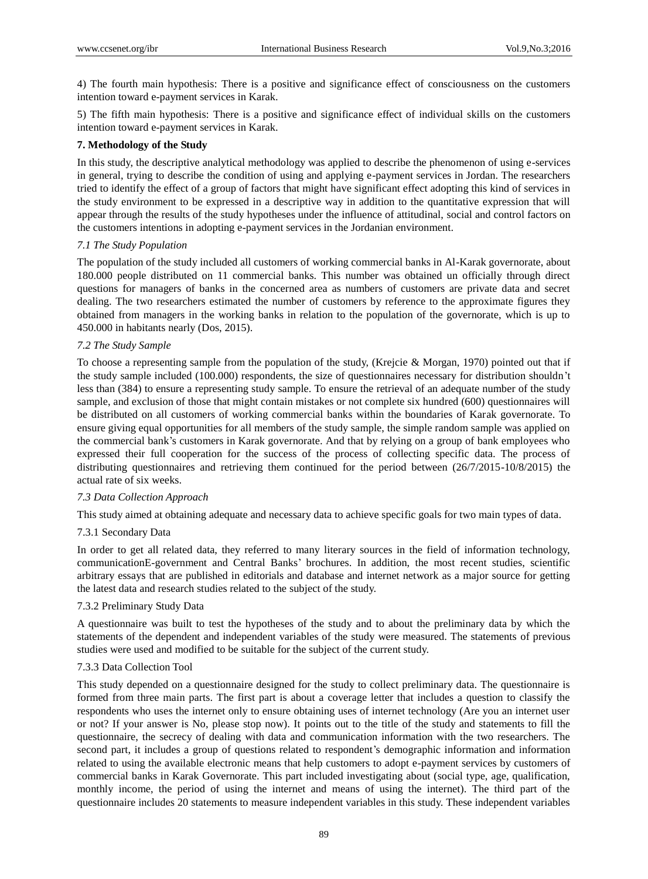4) The fourth main hypothesis: There is a positive and significance effect of consciousness on the customers intention toward e-payment services in Karak.

5) The fifth main hypothesis: There is a positive and significance effect of individual skills on the customers intention toward e-payment services in Karak.

## 7. Methodology of the Study

In this study, the descriptive analytical methodology was applied to describe the phenomenon of using e-services in general, trying to describe the condition of using and applying e-payment services in Jordan. The researchers tried to identify the effect of a group of factors that might have significant effect adopting this kind of services in the study environment to be expressed in a descriptive way in addition to the quantitative expression that will appear through the results of the study hypotheses under the influence of attitudinal, social and control factors on the customers intentions in adopting e-payment services in the Jordanian environment.

### *7.1 The Study Population*

The population of the study included all customers of working commercial banks in Al-Karak governorate, about 180.000 people distributed on 11 commercial banks. This number was obtained un officially through direct questions for managers of banks in the concerned area as numbers of customers are private data and secret dealing. The two researchers estimated the number of customers by reference to the approximate figures they obtained from managers in the working banks in relation to the population of the governorate, which is up to 450.000 in habitants nearly (Dos, 2015).

### *7.2 The Study Sample*

To choose a representing sample from the population of the study, (Krejcie & Morgan, 1970) pointed out that if the study sample included (100.000) respondents, the size of questionnaires necessary for distribution shouldn't less than (384) to ensure a representing study sample. To ensure the retrieval of an adequate number of the study sample, and exclusion of those that might contain mistakes or not complete six hundred (600) questionnaires will be distributed on all customers of working commercial banks within the boundaries of Karak governorate. To ensure giving equal opportunities for all members of the study sample, the simple random sample was applied on the commercial bank's customers in Karak governorate. And that by relying on a group of bank employees who expressed their full cooperation for the success of the process of collecting specific data. The process of distributing questionnaires and retrieving them continued for the period between (26/7/2015-10/8/2015) the actual rate of six weeks.

### *7.3 Data Collection Approach*

This study aimed at obtaining adequate and necessary data to achieve specific goals for two main types of data.

#### 7.3.1 Secondary Data

In order to get all related data, they referred to many literary sources in the field of information technology, communicationE-government and Central Banks' brochures. In addition, the most recent studies, scientific arbitrary essays that are published in editorials and database and internet network as a major source for getting the latest data and research studies related to the subject of the study.

#### 7.3.2 Preliminary Study Data

A questionnaire was built to test the hypotheses of the study and to about the preliminary data by which the statements of the dependent and independent variables of the study were measured. The statements of previous studies were used and modified to be suitable for the subject of the current study.

#### 7.3.3 Data Collection Tool

This study depended on a questionnaire designed for the study to collect preliminary data. The questionnaire is formed from three main parts. The first part is about a coverage letter that includes a question to classify the respondents who uses the internet only to ensure obtaining uses of internet technology (Are you an internet user or not? If your answer is No, please stop now). It points out to the title of the study and statements to fill the questionnaire, the secrecy of dealing with data and communication information with the two researchers. The second part, it includes a group of questions related to respondent's demographic information and information related to using the available electronic means that help customers to adopt e-payment services by customers of commercial banks in Karak Governorate. This part included investigating about (social type, age, qualification, monthly income, the period of using the internet and means of using the internet). The third part of the questionnaire includes 20 statements to measure independent variables in this study. These independent variables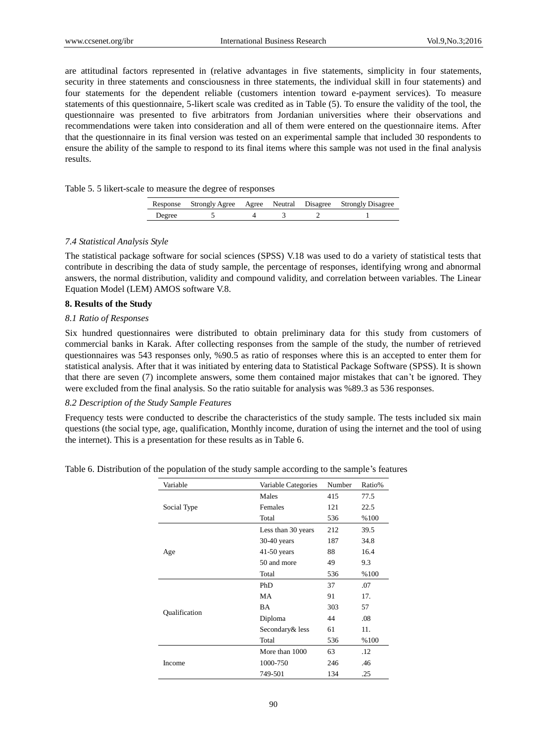are attitudinal factors represented in (relative advantages in five statements, simplicity in four statements, security in three statements and consciousness in three statements, the individual skill in four statements) and four statements for the dependent reliable (customers intention toward e-payment services). To measure statements of this questionnaire, 5-likert scale was credited as in Table (5). To ensure the validity of the tool, the questionnaire was presented to five arbitrators from Jordanian universities where their observations and recommendations were taken into consideration and all of them were entered on the questionnaire items. After that the questionnaire in its final version was tested on an experimental sample that included 30 respondents to ensure the ability of the sample to respond to its final items where this sample was not used in the final analysis results.

Table 5. 5 likert-scale to measure the degree of responses

| Response | Strongly Agree | Agree | Neutral | Disagree | Strongly Disagree |
|---|---|---|---|---|---|
| Degree | 5 | 4 | 3 | 2 | 1 |

### *7.4 Statistical Analysis Style*

The statistical package software for social sciences (SPSS) V.18 was used to do a variety of statistical tests that contribute in describing the data of study sample, the percentage of responses, identifying wrong and abnormal answers, the normal distribution, validity and compound validity, and correlation between variables. The Linear Equation Model (LEM) AMOS software V.8.

## **8. Results of the Study**

### *8.1 Ratio of Responses*

Six hundred questionnaires were distributed to obtain preliminary data for this study from customers of commercial banks in Karak. After collecting responses from the sample of the study, the number of retrieved questionnaires was 543 responses only, %90.5 as ratio of responses where this is an accepted to enter them for statistical analysis. After that it was initiated by entering data to Statistical Package Software (SPSS). It is shown that there are seven (7) incomplete answers, some them contained major mistakes that can't be ignored. They were excluded from the final analysis. So the ratio suitable for analysis was %89.3 as 536 responses.

### *8.2 Description of the Study Sample Features*

Frequency tests were conducted to describe the characteristics of the study sample. The tests included six main questions (the social type, age, qualification, Monthly income, duration of using the internet and the tool of using the internet). This is a presentation for these results as in Table 6.

Table 6. Distribution of the population of the study sample according to the sample's features

| Variable | Variable Categories | Number | Ratio% |
|---|---|---|---|
| Social Type | Males | 415 | 77.5 |
| | Females | 121 | 22.5 |
| | Total | 536 | %100 |
| Age | Less than 30 years | 212 | 39.5 |
| | 30-40 years | 187 | 34.8 |
| | 41-50 years | 88 | 16.4 |
| | 50 and more | 49 | 9.3 |
| | Total | 536 | %100 |
| Qualification | PhD | 37 | .07 |
| | MA | 91 | 17. |
| | BA | 303 | 57 |
| | Diploma | 44 | .08 |
| | Secondary& less | 61 | 11. |
| | Total | 536 | %100 |
| Income | More than 1000 | 63 | .12 |
| | 1000-750 | 246 | .46 |
| | 749-501 | 134 | .25 |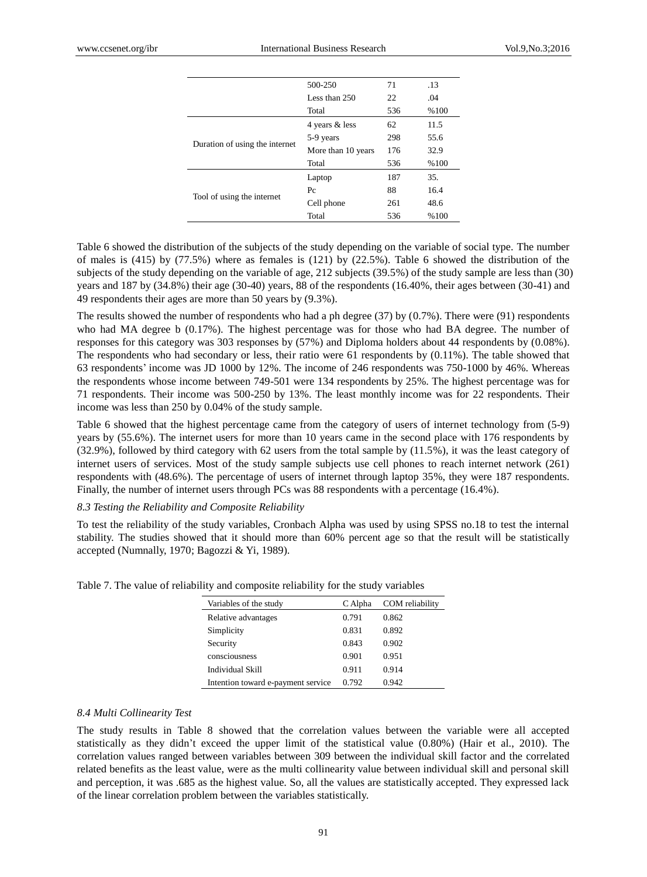|  | 500-250 | 71 | .13 |
| --- | --- | --- | --- |
|  | Less than 250 | 22 | .04 |
|  | Total | 536 | %100 |
| Duration of using the internet | 4 years & less | 62 | 11.5 |
|  | 5-9 years | 298 | 55.6 |
|  | More than 10 years | 176 | 32.9 |
|  | Total | 536 | %100 |
| Tool of using the internet | Laptop | 187 | 35. |
|  | Pc | 88 | 16.4 |
|  | Cell phone | 261 | 48.6 |
|  | Total | 536 | %100 |

Table 6 showed the distribution of the subjects of the study depending on the variable of social type. The number of males is (415) by (77.5%) where as females is (121) by (22.5%). Table 6 showed the distribution of the subjects of the study depending on the variable of age, 212 subjects (39.5%) of the study sample are less than (30) years and 187 by (34.8%) their age (30-40) years, 88 of the respondents (16.40%, their ages between (30-41) and 49 respondents their ages are more than 50 years by (9.3%).

The results showed the number of respondents who had a ph degree (37) by (0.7%). There were (91) respondents who had MA degree b (0.17%). The highest percentage was for those who had BA degree. The number of responses for this category was 303 responses by (57%) and Diploma holders about 44 respondents by (0.08%). The respondents who had secondary or less, their ratio were 61 respondents by (0.11%). The table showed that 63 respondents' income was JD 1000 by 12%. The income of 246 respondents was 750-1000 by 46%. Whereas the respondents whose income between 749-501 were 134 respondents by 25%. The highest percentage was for 71 respondents. Their income was 500-250 by 13%. The least monthly income was for 22 respondents. Their income was less than 250 by 0.04% of the study sample.

Table 6 showed that the highest percentage came from the category of users of internet technology from (5-9) years by (55.6%). The internet users for more than 10 years came in the second place with 176 respondents by (32.9%), followed by third category with 62 users from the total sample by (11.5%), it was the least category of internet users of services. Most of the study sample subjects use cell phones to reach internet network (261) respondents with (48.6%). The percentage of users of internet through laptop 35%, they were 187 respondents. Finally, the number of internet users through PCs was 88 respondents with a percentage (16.4%).

*8.3 Testing the Reliability and Composite Reliability*

To test the reliability of the study variables, Cronbach Alpha was used by using SPSS no.18 to test the internal stability. The studies showed that it should more than 60% percent age so that the result will be statistically accepted (Numnally, 1970; Bagozzi & Yi, 1989).

Table 7. The value of reliability and composite reliability for the study variables

| Variables of the study | C Alpha | COM reliability |
| --- | --- | --- |
| Relative advantages | 0.791 | 0.862 |
| Simplicity | 0.831 | 0.892 |
| Security | 0.843 | 0.902 |
| consciousness | 0.901 | 0.951 |
| Individual Skill | 0.911 | 0.914 |
| Intention toward e-payment service | 0.792 | 0.942 |

*8.4 Multi Collinearity Test*

The study results in Table 8 showed that the correlation values between the variable were all accepted statistically as they didn't exceed the upper limit of the statistical value (0.80%) (Hair et al., 2010). The correlation values ranged between variables between 309 between the individual skill factor and the correlated related benefits as the least value, were as the multi collinearity value between individual skill and personal skill and perception, it was .685 as the highest value. So, all the values are statistically accepted. They expressed lack of the linear correlation problem between the variables statistically.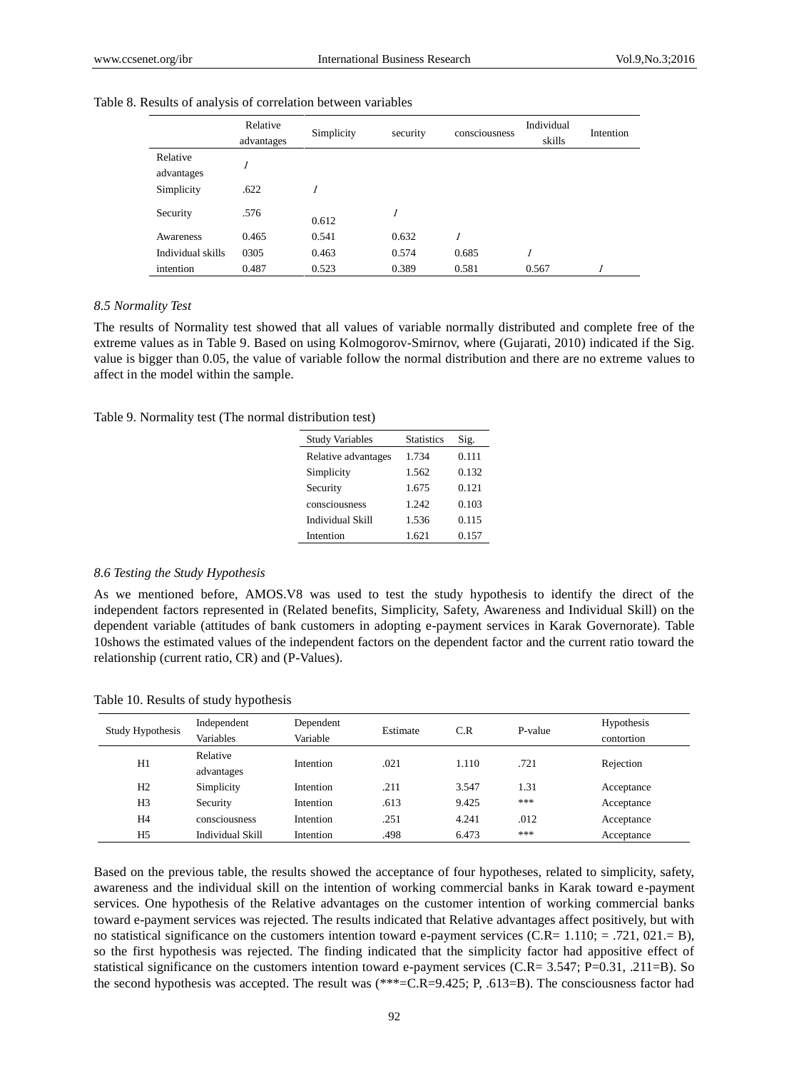Table 8. Results of analysis of correlation between variables

| | Relative advantages | Simplicity | security | consciousness | Individual skills | Intention |
|---|---|---|---|---|---|---|
| Relative advantages | *1* | | | | | |
| Simplicity | .622 | *1* | | | | |
| Security | .576 | 0.612 | *1* | | | |
| Awareness | 0.465 | 0.541 | 0.632 | *1* | | |
| Individual skills | 0305 | 0.463 | 0.574 | 0.685 | *1* | |
| intention | 0.487 | 0.523 | 0.389 | 0.581 | 0.567 | *1* |

### *8.5 Normality Test*

The results of Normality test showed that all values of variable normally distributed and complete free of the extreme values as in Table 9. Based on using Kolmogorov-Smirnov, where (Gujarati, 2010) indicated if the Sig. value is bigger than 0.05, the value of variable follow the normal distribution and there are no extreme values to affect in the model within the sample.

Table 9. Normality test (The normal distribution test)

| Study Variables | Statistics | Sig. |
|---|---|---|
| Relative advantages | 1.734 | 0.111 |
| Simplicity | 1.562 | 0.132 |
| Security | 1.675 | 0.121 |
| consciousness | 1.242 | 0.103 |
| Individual Skill | 1.536 | 0.115 |
| Intention | 1.621 | 0.157 |

### *8.6 Testing the Study Hypothesis*

As we mentioned before, AMOS.V8 was used to test the study hypothesis to identify the direct of the independent factors represented in (Related benefits, Simplicity, Safety, Awareness and Individual Skill) on the dependent variable (attitudes of bank customers in adopting e-payment services in Karak Governorate). Table 10shows the estimated values of the independent factors on the dependent factor and the current ratio toward the relationship (current ratio, CR) and (P-Values).

Table 10. Results of study hypothesis

| Study Hypothesis | Independent Variables | Dependent Variable | Estimate | C.R | P-value | Hypothesis contortion |
|---|---|---|---|---|---|---|
| H1 | Relative advantages | Intention | .021 | 1.110 | .721 | Rejection |
| H2 | Simplicity | Intention | .211 | 3.547 | 1.31 | Acceptance |
| H3 | Security | Intention | .613 | 9.425 | *** | Acceptance |
| H4 | consciousness | Intention | .251 | 4.241 | .012 | Acceptance |
| H5 | Individual Skill | Intention | .498 | 6.473 | *** | Acceptance |

Based on the previous table, the results showed the acceptance of four hypotheses, related to simplicity, safety, awareness and the individual skill on the intention of working commercial banks in Karak toward e-payment services. One hypothesis of the Relative advantages on the customer intention of working commercial banks toward e-payment services was rejected. The results indicated that Relative advantages affect positively, but with no statistical significance on the customers intention toward e-payment services (C.R= 1.110; = .721, 021.= B), so the first hypothesis was rejected. The finding indicated that the simplicity factor had appositive effect of statistical significance on the customers intention toward e-payment services (C.R= 3.547; P=0.31, .211=B). So the second hypothesis was accepted. The result was (***=C.R=9.425; P, .613=B). The consciousness factor had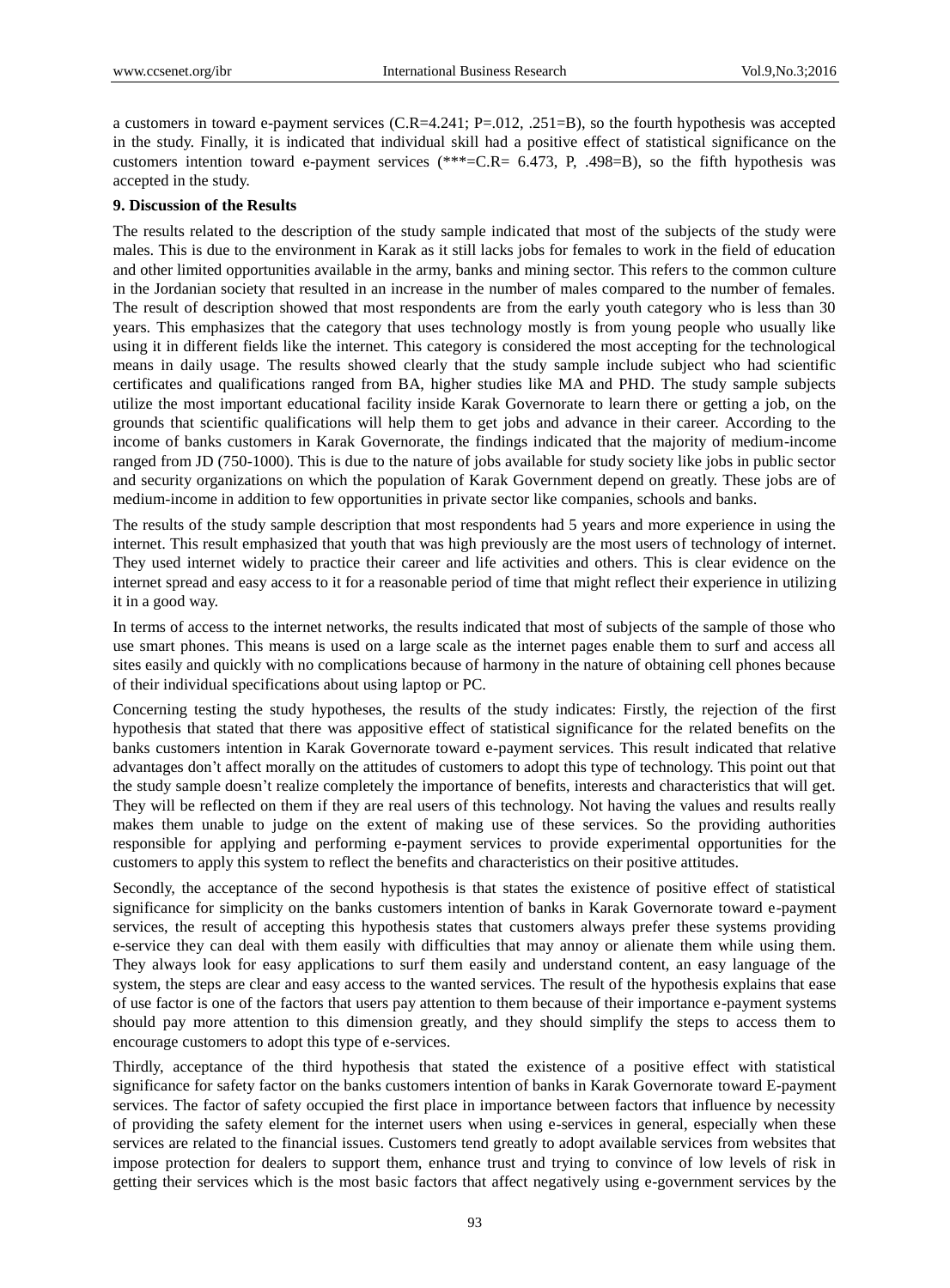a customers in toward e-payment services (C.R=4.241; P=.012, .251=B), so the fourth hypothesis was accepted in the study. Finally, it is indicated that individual skill had a positive effect of statistical significance on the customers intention toward e-payment services (***=C.R= 6.473, P, .498=B), so the fifth hypothesis was accepted in the study.

**9. Discussion of the Results**

The results related to the description of the study sample indicated that most of the subjects of the study were males. This is due to the environment in Karak as it still lacks jobs for females to work in the field of education and other limited opportunities available in the army, banks and mining sector. This refers to the common culture in the Jordanian society that resulted in an increase in the number of males compared to the number of females. The result of description showed that most respondents are from the early youth category who is less than 30 years. This emphasizes that the category that uses technology mostly is from young people who usually like using it in different fields like the internet. This category is considered the most accepting for the technological means in daily usage. The results showed clearly that the study sample include subject who had scientific certificates and qualifications ranged from BA, higher studies like MA and PHD. The study sample subjects utilize the most important educational facility inside Karak Governorate to learn there or getting a job, on the grounds that scientific qualifications will help them to get jobs and advance in their career. According to the income of banks customers in Karak Governorate, the findings indicated that the majority of medium-income ranged from JD (750-1000). This is due to the nature of jobs available for study society like jobs in public sector and security organizations on which the population of Karak Government depend on greatly. These jobs are of medium-income in addition to few opportunities in private sector like companies, schools and banks.

The results of the study sample description that most respondents had 5 years and more experience in using the internet. This result emphasized that youth that was high previously are the most users of technology of internet. They used internet widely to practice their career and life activities and others. This is clear evidence on the internet spread and easy access to it for a reasonable period of time that might reflect their experience in utilizing it in a good way.

In terms of access to the internet networks, the results indicated that most of subjects of the sample of those who use smart phones. This means is used on a large scale as the internet pages enable them to surf and access all sites easily and quickly with no complications because of harmony in the nature of obtaining cell phones because of their individual specifications about using laptop or PC.

Concerning testing the study hypotheses, the results of the study indicates: Firstly, the rejection of the first hypothesis that stated that there was appositive effect of statistical significance for the related benefits on the banks customers intention in Karak Governorate toward e-payment services. This result indicated that relative advantages don't affect morally on the attitudes of customers to adopt this type of technology. This point out that the study sample doesn't realize completely the importance of benefits, interests and characteristics that will get. They will be reflected on them if they are real users of this technology. Not having the values and results really makes them unable to judge on the extent of making use of these services. So the providing authorities responsible for applying and performing e-payment services to provide experimental opportunities for the customers to apply this system to reflect the benefits and characteristics on their positive attitudes.

Secondly, the acceptance of the second hypothesis is that states the existence of positive effect of statistical significance for simplicity on the banks customers intention of banks in Karak Governorate toward e-payment services, the result of accepting this hypothesis states that customers always prefer these systems providing e-service they can deal with them easily with difficulties that may annoy or alienate them while using them. They always look for easy applications to surf them easily and understand content, an easy language of the system, the steps are clear and easy access to the wanted services. The result of the hypothesis explains that ease of use factor is one of the factors that users pay attention to them because of their importance e-payment systems should pay more attention to this dimension greatly, and they should simplify the steps to access them to encourage customers to adopt this type of e-services.

Thirdly, acceptance of the third hypothesis that stated the existence of a positive effect with statistical significance for safety factor on the banks customers intention of banks in Karak Governorate toward E-payment services. The factor of safety occupied the first place in importance between factors that influence by necessity of providing the safety element for the internet users when using e-services in general, especially when these services are related to the financial issues. Customers tend greatly to adopt available services from websites that impose protection for dealers to support them, enhance trust and trying to convince of low levels of risk in getting their services which is the most basic factors that affect negatively using e-government services by the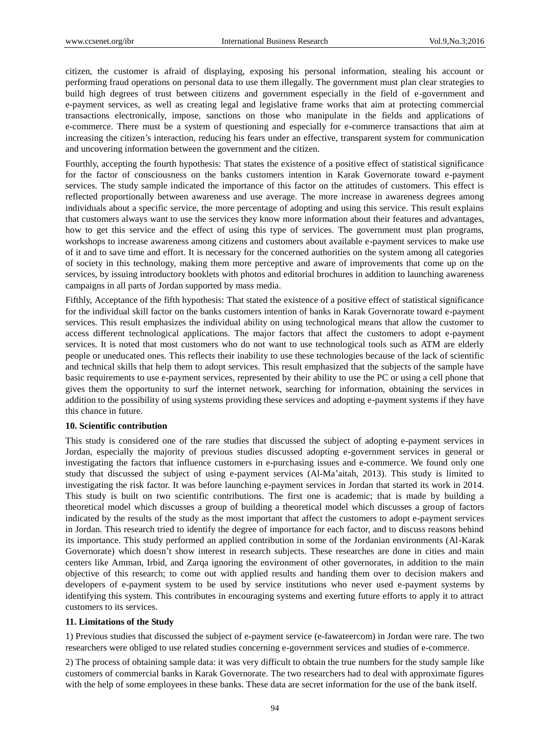citizen, the customer is afraid of displaying, exposing his personal information, stealing his account or performing fraud operations on personal data to use them illegally. The government must plan clear strategies to build high degrees of trust between citizens and government especially in the field of e-government and e-payment services, as well as creating legal and legislative frame works that aim at protecting commercial transactions electronically, impose, sanctions on those who manipulate in the fields and applications of e-commerce. There must be a system of questioning and especially for e-commerce transactions that aim at increasing the citizen's interaction, reducing his fears under an effective, transparent system for communication and uncovering information between the government and the citizen.

Fourthly, accepting the fourth hypothesis: That states the existence of a positive effect of statistical significance for the factor of consciousness on the banks customers intention in Karak Governorate toward e-payment services. The study sample indicated the importance of this factor on the attitudes of customers. This effect is reflected proportionally between awareness and use average. The more increase in awareness degrees among individuals about a specific service, the more percentage of adopting and using this service. This result explains that customers always want to use the services they know more information about their features and advantages, how to get this service and the effect of using this type of services. The government must plan programs, workshops to increase awareness among citizens and customers about available e-payment services to make use of it and to save time and effort. It is necessary for the concerned authorities on the system among all categories of society in this technology, making them more perceptive and aware of improvements that come up on the services, by issuing introductory booklets with photos and editorial brochures in addition to launching awareness campaigns in all parts of Jordan supported by mass media.

Fifthly, Acceptance of the fifth hypothesis: That stated the existence of a positive effect of statistical significance for the individual skill factor on the banks customers intention of using of banks in Karak Governorate toward e-payment services. This result emphasizes the individual ability on using technological means that allow the customer to access different technological applications. The major factors that affect the customers to adopt e-payment services. It is noted that most customers who do not want to use technological tools such as ATM are elderly people or uneducated ones. This reflects their inability to use these technologies because of the lack of scientific and technical skills that help them to adopt services. This result emphasized that the subjects of the sample have basic requirements to use e-payment services, represented by their ability to use the PC or using a cell phone that gives them the opportunity to surf the internet network, searching for information, obtaining the services in addition to the possibility of using systems providing these services and adopting e-payment systems if they have this chance in future.

## 10. Scientific contribution

This study is considered one of the rare studies that discussed the subject of adopting e-payment services in Jordan, especially the majority of previous studies discussed adopting e-government services in general or investigating the factors that influence customers in e-purchasing issues and e-commerce. We found only one study that discussed the subject of using e-payment services (Al-Ma'aitah, 2013). This study is limited to investigating the risk factor. It was before launching e-payment services in Jordan that started its work in 2014. This study is built on two scientific contributions. The first one is academic; that is made by building a theoretical model which discusses a group of building a theoretical model which discusses a group of factors indicated by the results of the study as the most important that affect the customers to adopt e-payment services in Jordan. This research tried to identify the degree of importance for each factor, and to discuss reasons behind its importance. This study performed an applied contribution in some of the Jordanian environments (Al-Karak Governorate) which doesn't show interest in research subjects. These researches are done in cities and main centers like Amman, Irbid, and Zarqa ignoring the environment of other governorates, in addition to the main objective of this research; to come out with applied results and handing them over to decision makers and developers of e-payment system to be used by service institutions who never used e-payment systems by identifying this system. This contributes in encouraging systems and exerting future efforts to apply it to attract customers to its services.

## 11. Limitations of the Study

1) Previous studies that discussed the subject of e-payment service (e-fawateercom) in Jordan were rare. The two researchers were obliged to use related studies concerning e-government services and studies of e-commerce.

2) The process of obtaining sample data: it was very difficult to obtain the true numbers for the study sample like customers of commercial banks in Karak Governorate. The two researchers had to deal with approximate figures with the help of some employees in these banks. These data are secret information for the use of the bank itself.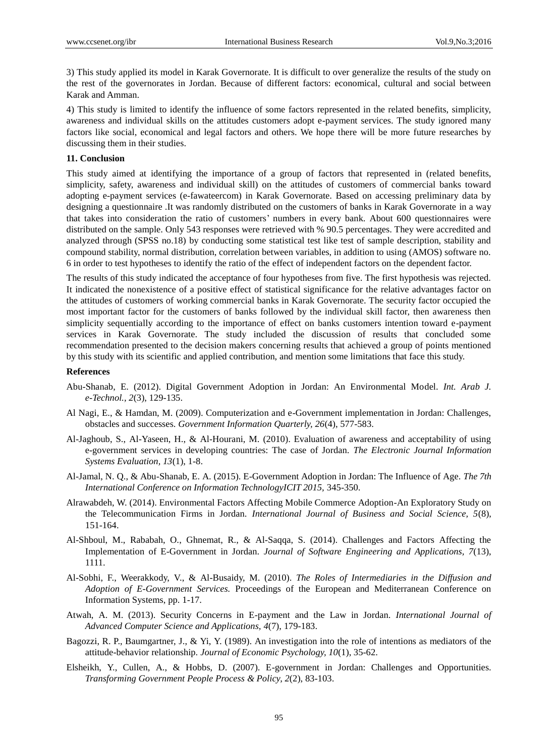3) This study applied its model in Karak Governorate. It is difficult to over generalize the results of the study on the rest of the governorates in Jordan. Because of different factors: economical, cultural and social between Karak and Amman.

4) This study is limited to identify the influence of some factors represented in the related benefits, simplicity, awareness and individual skills on the attitudes customers adopt e-payment services. The study ignored many factors like social, economical and legal factors and others. We hope there will be more future researches by discussing them in their studies.

## 11. Conclusion

This study aimed at identifying the importance of a group of factors that represented in (related benefits, simplicity, safety, awareness and individual skill) on the attitudes of customers of commercial banks toward adopting e-payment services (e-fawateercom) in Karak Governorate. Based on accessing preliminary data by designing a questionnaire .It was randomly distributed on the customers of banks in Karak Governorate in a way that takes into consideration the ratio of customers' numbers in every bank. About 600 questionnaires were distributed on the sample. Only 543 responses were retrieved with % 90.5 percentages. They were accredited and analyzed through (SPSS no.18) by conducting some statistical test like test of sample description, stability and compound stability, normal distribution, correlation between variables, in addition to using (AMOS) software no. 6 in order to test hypotheses to identify the ratio of the effect of independent factors on the dependent factor.

The results of this study indicated the acceptance of four hypotheses from five. The first hypothesis was rejected. It indicated the nonexistence of a positive effect of statistical significance for the relative advantages factor on the attitudes of customers of working commercial banks in Karak Governorate. The security factor occupied the most important factor for the customers of banks followed by the individual skill factor, then awareness then simplicity sequentially according to the importance of effect on banks customers intention toward e-payment services in Karak Governorate. The study included the discussion of results that concluded some recommendation presented to the decision makers concerning results that achieved a group of points mentioned by this study with its scientific and applied contribution, and mention some limitations that face this study.

## References

Abu-Shanab, E. (2012). Digital Government Adoption in Jordan: An Environmental Model. *Int. Arab J. e-Technol., 2*(3), 129-135.

Al Nagi, E., & Hamdan, M. (2009). Computerization and e-Government implementation in Jordan: Challenges, obstacles and successes. *Government Information Quarterly, 26*(4), 577-583.

Al-Jaghoub, S., Al-Yaseen, H., & Al-Hourani, M. (2010). Evaluation of awareness and acceptability of using e-government services in developing countries: The case of Jordan. *The Electronic Journal Information Systems Evaluation, 13*(1), 1-8.

Al-Jamal, N. Q., & Abu-Shanab, E. A. (2015). E-Government Adoption in Jordan: The Influence of Age. *The 7th International Conference on Information TechnologyICIT 2015,* 345-350.

Alrawabdeh, W. (2014). Environmental Factors Affecting Mobile Commerce Adoption-An Exploratory Study on the Telecommunication Firms in Jordan. *International Journal of Business and Social Science, 5*(8), 151-164.

Al-Shboul, M., Rababah, O., Ghnemat, R., & Al-Saqqa, S. (2014). Challenges and Factors Affecting the Implementation of E-Government in Jordan. *Journal of Software Engineering and Applications, 7*(13), 1111.

Al-Sobhi, F., Weerakkody, V., & Al-Busaidy, M. (2010). *The Roles of Intermediaries in the Diffusion and Adoption of E-Government Services.* Proceedings of the European and Mediterranean Conference on Information Systems, pp. 1-17.

Atwah, A. M. (2013). Security Concerns in E-payment and the Law in Jordan. *International Journal of Advanced Computer Science and Applications, 4*(7), 179-183.

Bagozzi, R. P., Baumgartner, J., & Yi, Y. (1989). An investigation into the role of intentions as mediators of the attitude-behavior relationship. *Journal of Economic Psychology, 10*(1), 35-62.

Elsheikh, Y., Cullen, A., & Hobbs, D. (2007). E-government in Jordan: Challenges and Opportunities. *Transforming Government People Process & Policy, 2*(2), 83-103.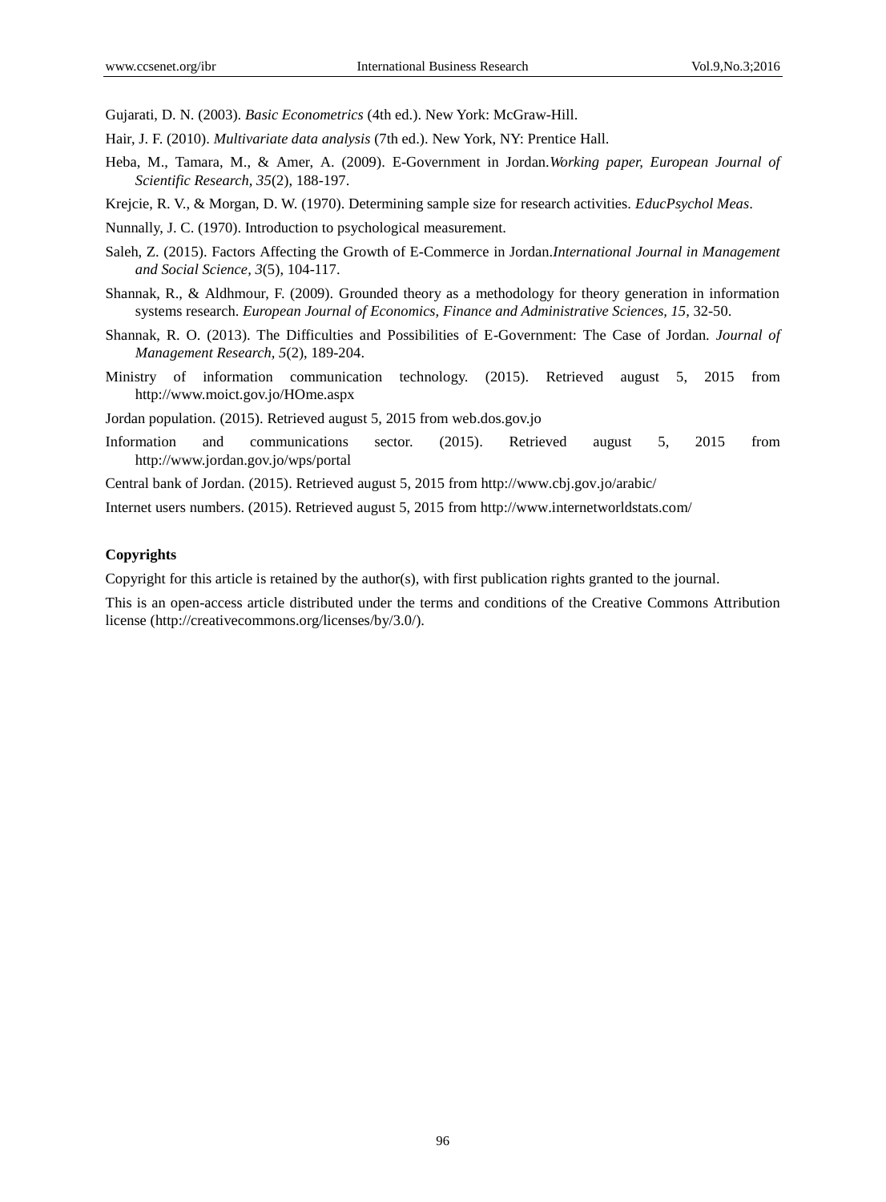Gujarati, D. N. (2003). *Basic Econometrics* (4th ed.). New York: McGraw-Hill.

Hair, J. F. (2010). *Multivariate data analysis* (7th ed.). New York, NY: Prentice Hall.

Heba, M., Tamara, M., & Amer, A. (2009). E-Government in Jordan.*Working paper, European Journal of Scientific Research, 35*(2), 188-197.

Krejcie, R. V., & Morgan, D. W. (1970). Determining sample size for research activities. *EducPsychol Meas*.

Nunnally, J. C. (1970). Introduction to psychological measurement.

Saleh, Z. (2015). Factors Affecting the Growth of E-Commerce in Jordan.*International Journal in Management and Social Science, 3*(5), 104-117.

Shannak, R., & Aldhmour, F. (2009). Grounded theory as a methodology for theory generation in information systems research. *European Journal of Economics, Finance and Administrative Sciences, 15*, 32-50.

Shannak, R. O. (2013). The Difficulties and Possibilities of E-Government: The Case of Jordan. *Journal of Management Research*, *5*(2), 189-204.

Ministry of information communication technology. (2015). Retrieved august 5, 2015 from http://www.moict.gov.jo/HOme.aspx

Jordan population. (2015). Retrieved august 5, 2015 from web.dos.gov.jo

Information and communications sector. (2015). Retrieved august 5, 2015 from http://www.jordan.gov.jo/wps/portal

Central bank of Jordan. (2015). Retrieved august 5, 2015 from http://www.cbj.gov.jo/arabic/

Internet users numbers. (2015). Retrieved august 5, 2015 from http://www.internetworldstats.com/

**Copyrights**

Copyright for this article is retained by the author(s), with first publication rights granted to the journal.

This is an open-access article distributed under the terms and conditions of the Creative Commons Attribution license (http://creativecommons.org/licenses/by/3.0/).